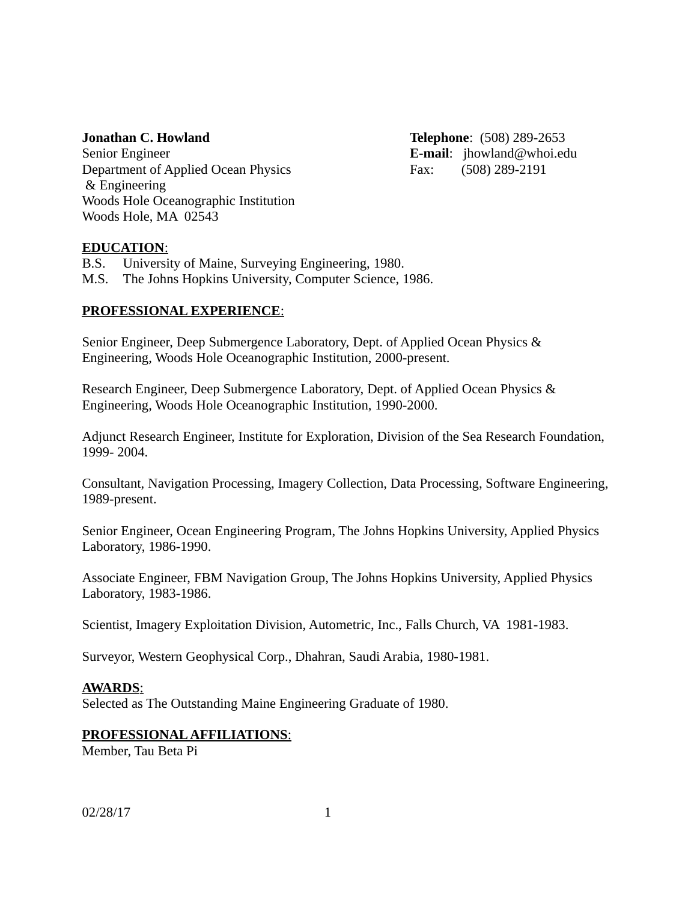**Jonathan C. Howland**
Senior Engineer
Department of Applied Ocean Physics
& Engineering
Woods Hole Oceanographic Institution
Woods Hole, MA 02543

**Telephone**: (508) 289-2653
**E-mail**: jhowland@whoi.edu
Fax: (508) 289-2191

## EDUCATION:

B.S. University of Maine, Surveying Engineering, 1980.
M.S. The Johns Hopkins University, Computer Science, 1986.

## PROFESSIONAL EXPERIENCE:

Senior Engineer, Deep Submergence Laboratory, Dept. of Applied Ocean Physics & Engineering, Woods Hole Oceanographic Institution, 2000-present.

Research Engineer, Deep Submergence Laboratory, Dept. of Applied Ocean Physics & Engineering, Woods Hole Oceanographic Institution, 1990-2000.

Adjunct Research Engineer, Institute for Exploration, Division of the Sea Research Foundation, 1999- 2004.

Consultant, Navigation Processing, Imagery Collection, Data Processing, Software Engineering, 1989-present.

Senior Engineer, Ocean Engineering Program, The Johns Hopkins University, Applied Physics Laboratory, 1986-1990.

Associate Engineer, FBM Navigation Group, The Johns Hopkins University, Applied Physics Laboratory, 1983-1986.

Scientist, Imagery Exploitation Division, Autometric, Inc., Falls Church, VA 1981-1983.

Surveyor, Western Geophysical Corp., Dhahran, Saudi Arabia, 1980-1981.

## AWARDS:

Selected as The Outstanding Maine Engineering Graduate of 1980.

## PROFESSIONAL AFFILIATIONS:

Member, Tau Beta Pi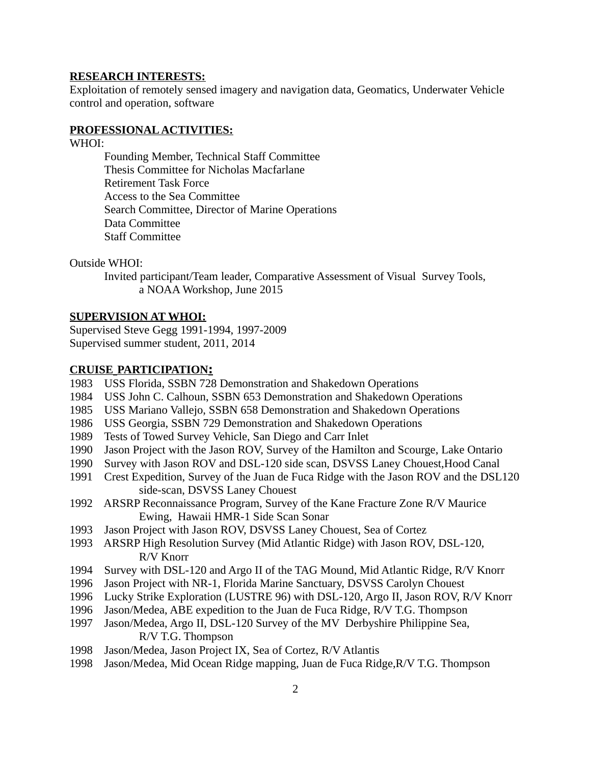**RESEARCH INTERESTS:**

Exploitation of remotely sensed imagery and navigation data, Geomatics, Underwater Vehicle control and operation, software

**PROFESSIONAL ACTIVITIES:**

WHOI:

- Founding Member, Technical Staff Committee
- Thesis Committee for Nicholas Macfarlane
- Retirement Task Force
- Access to the Sea Committee
- Search Committee, Director of Marine Operations
- Data Committee
- Staff Committee

Outside WHOI:

- Invited participant/Team leader, Comparative Assessment of Visual Survey Tools, a NOAA Workshop, June 2015

**SUPERVISION AT WHOI:**

Supervised Steve Gegg 1991-1994, 1997-2009
Supervised summer student, 2011, 2014

**CRUISE PARTICIPATION:**

1983 USS Florida, SSBN 728 Demonstration and Shakedown Operations
1984 USS John C. Calhoun, SSBN 653 Demonstration and Shakedown Operations
1985 USS Mariano Vallejo, SSBN 658 Demonstration and Shakedown Operations
1986 USS Georgia, SSBN 729 Demonstration and Shakedown Operations
1989 Tests of Towed Survey Vehicle, San Diego and Carr Inlet
1990 Jason Project with the Jason ROV, Survey of the Hamilton and Scourge, Lake Ontario
1990 Survey with Jason ROV and DSL-120 side scan, DSVSS Laney Chouest,Hood Canal
1991 Crest Expedition, Survey of the Juan de Fuca Ridge with the Jason ROV and the DSL120 side-scan, DSVSS Laney Chouest
1992 ARSRP Reconnaissance Program, Survey of the Kane Fracture Zone R/V Maurice Ewing, Hawaii HMR-1 Side Scan Sonar
1993 Jason Project with Jason ROV, DSVSS Laney Chouest, Sea of Cortez
1993 ARSRP High Resolution Survey (Mid Atlantic Ridge) with Jason ROV, DSL-120, R/V Knorr
1994 Survey with DSL-120 and Argo II of the TAG Mound, Mid Atlantic Ridge, R/V Knorr
1996 Jason Project with NR-1, Florida Marine Sanctuary, DSVSS Carolyn Chouest
1996 Lucky Strike Exploration (LUSTRE 96) with DSL-120, Argo II, Jason ROV, R/V Knorr
1996 Jason/Medea, ABE expedition to the Juan de Fuca Ridge, R/V T.G. Thompson
1997 Jason/Medea, Argo II, DSL-120 Survey of the MV Derbyshire Philippine Sea, R/V T.G. Thompson
1998 Jason/Medea, Jason Project IX, Sea of Cortez, R/V Atlantis
1998 Jason/Medea, Mid Ocean Ridge mapping, Juan de Fuca Ridge,R/V T.G. Thompson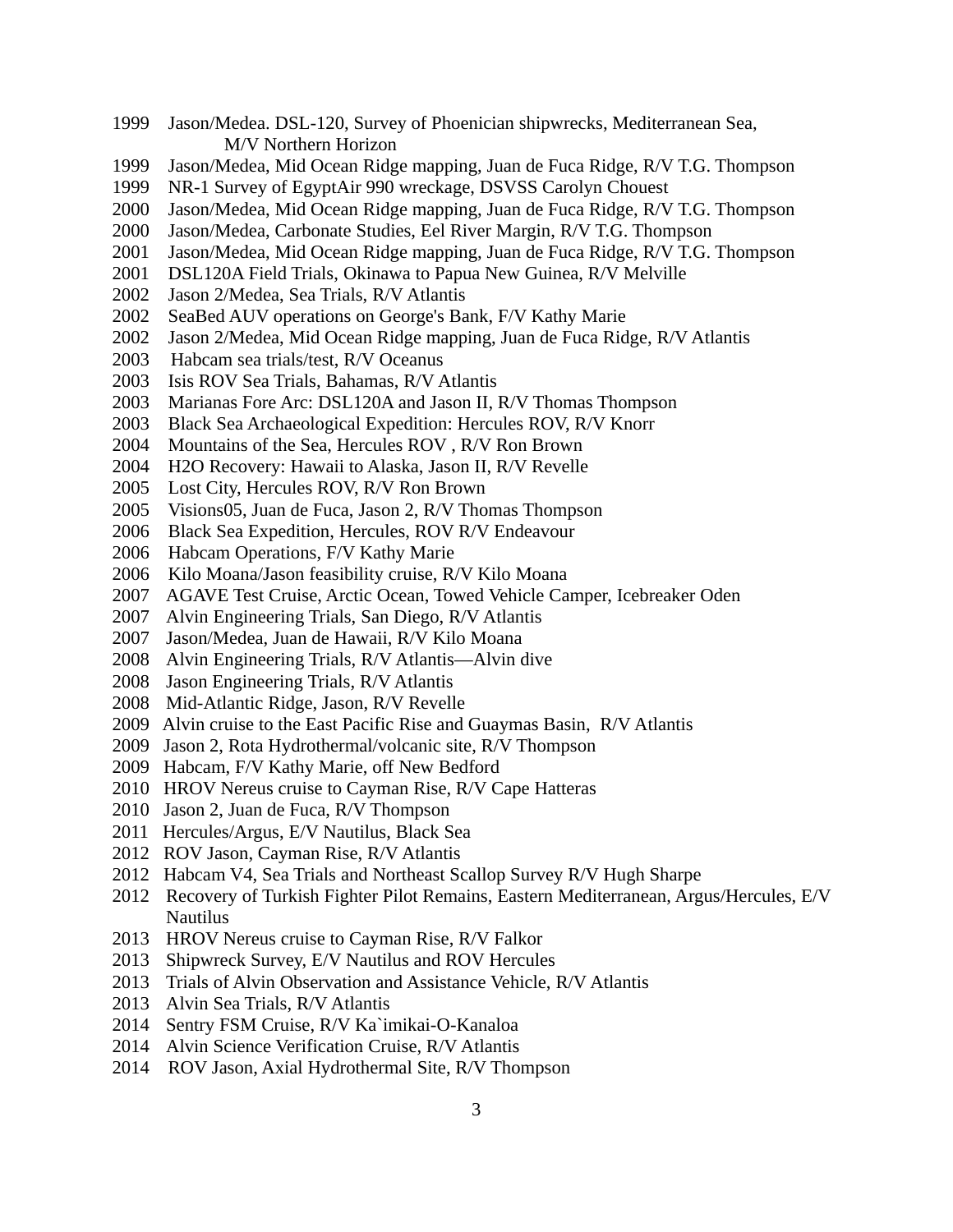1999 Jason/Medea. DSL-120, Survey of Phoenician shipwrecks, Mediterranean Sea, M/V Northern Horizon
1999 Jason/Medea, Mid Ocean Ridge mapping, Juan de Fuca Ridge, R/V T.G. Thompson
1999 NR-1 Survey of EgyptAir 990 wreckage, DSVSS Carolyn Chouest
2000 Jason/Medea, Mid Ocean Ridge mapping, Juan de Fuca Ridge, R/V T.G. Thompson
2000 Jason/Medea, Carbonate Studies, Eel River Margin, R/V T.G. Thompson
2001 Jason/Medea, Mid Ocean Ridge mapping, Juan de Fuca Ridge, R/V T.G. Thompson
2001 DSL120A Field Trials, Okinawa to Papua New Guinea, R/V Melville
2002 Jason 2/Medea, Sea Trials, R/V Atlantis
2002 SeaBed AUV operations on George's Bank, F/V Kathy Marie
2002 Jason 2/Medea, Mid Ocean Ridge mapping, Juan de Fuca Ridge, R/V Atlantis
2003 Habcam sea trials/test, R/V Oceanus
2003 Isis ROV Sea Trials, Bahamas, R/V Atlantis
2003 Marianas Fore Arc: DSL120A and Jason II, R/V Thomas Thompson
2003 Black Sea Archaeological Expedition: Hercules ROV, R/V Knorr
2004 Mountains of the Sea, Hercules ROV , R/V Ron Brown
2004 H2O Recovery: Hawaii to Alaska, Jason II, R/V Revelle
2005 Lost City, Hercules ROV, R/V Ron Brown
2005 Visions05, Juan de Fuca, Jason 2, R/V Thomas Thompson
2006 Black Sea Expedition, Hercules, ROV R/V Endeavour
2006 Habcam Operations, F/V Kathy Marie
2006 Kilo Moana/Jason feasibility cruise, R/V Kilo Moana
2007 AGAVE Test Cruise, Arctic Ocean, Towed Vehicle Camper, Icebreaker Oden
2007 Alvin Engineering Trials, San Diego, R/V Atlantis
2007 Jason/Medea, Juan de Hawaii, R/V Kilo Moana
2008 Alvin Engineering Trials, R/V Atlantis—Alvin dive
2008 Jason Engineering Trials, R/V Atlantis
2008 Mid-Atlantic Ridge, Jason, R/V Revelle
2009 Alvin cruise to the East Pacific Rise and Guaymas Basin, R/V Atlantis
2009 Jason 2, Rota Hydrothermal/volcanic site, R/V Thompson
2009 Habcam, F/V Kathy Marie, off New Bedford
2010 HROV Nereus cruise to Cayman Rise, R/V Cape Hatteras
2010 Jason 2, Juan de Fuca, R/V Thompson
2011 Hercules/Argus, E/V Nautilus, Black Sea
2012 ROV Jason, Cayman Rise, R/V Atlantis
2012 Habcam V4, Sea Trials and Northeast Scallop Survey R/V Hugh Sharpe
2012 Recovery of Turkish Fighter Pilot Remains, Eastern Mediterranean, Argus/Hercules, E/V Nautilus
2013 HROV Nereus cruise to Cayman Rise, R/V Falkor
2013 Shipwreck Survey, E/V Nautilus and ROV Hercules
2013 Trials of Alvin Observation and Assistance Vehicle, R/V Atlantis
2013 Alvin Sea Trials, R/V Atlantis
2014 Sentry FSM Cruise, R/V Ka`imikai-O-Kanaloa
2014 Alvin Science Verification Cruise, R/V Atlantis
2014 ROV Jason, Axial Hydrothermal Site, R/V Thompson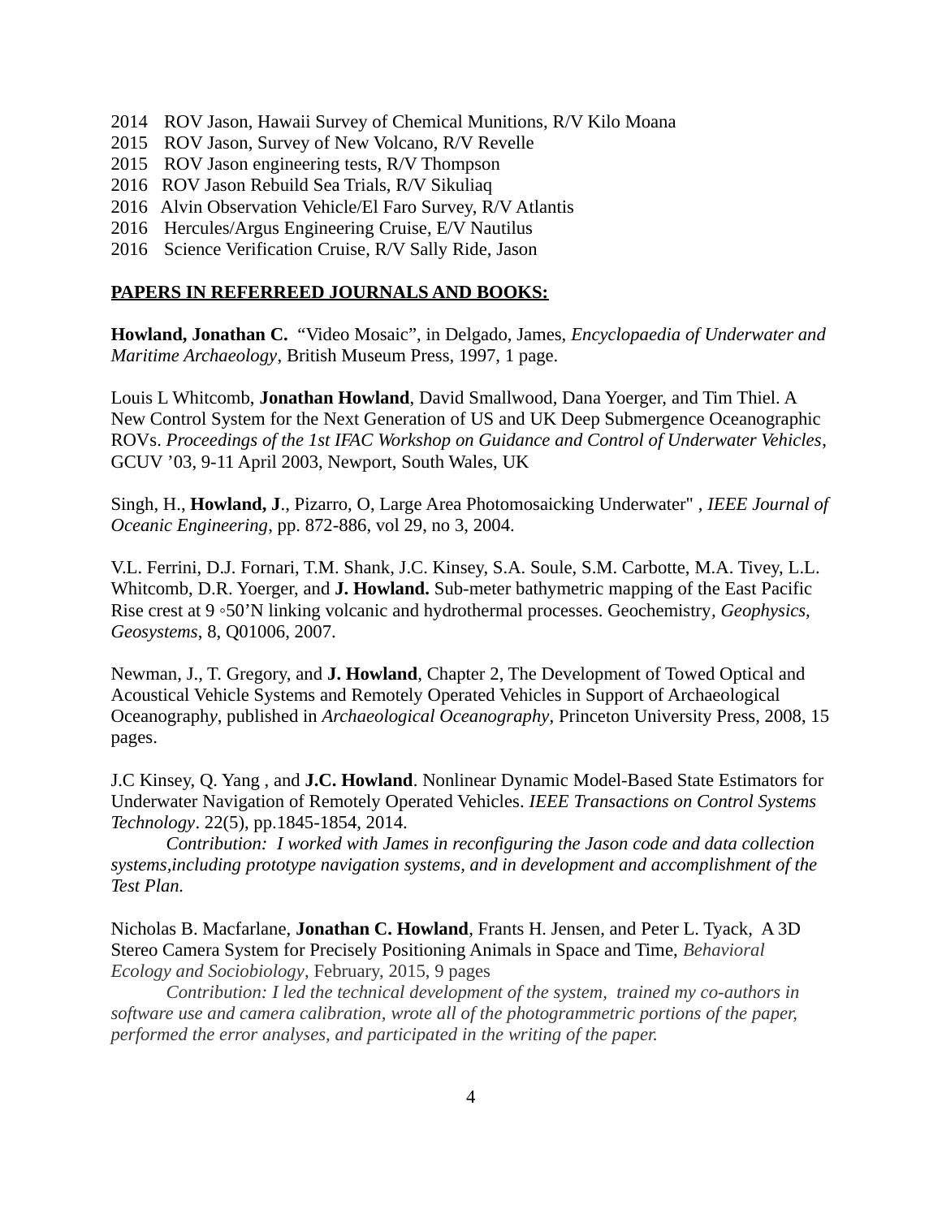2014 ROV Jason, Hawaii Survey of Chemical Munitions, R/V Kilo Moana
2015 ROV Jason, Survey of New Volcano, R/V Revelle
2015 ROV Jason engineering tests, R/V Thompson
2016 ROV Jason Rebuild Sea Trials, R/V Sikuliaq
2016 Alvin Observation Vehicle/El Faro Survey, R/V Atlantis
2016 Hercules/Argus Engineering Cruise, E/V Nautilus
2016 Science Verification Cruise, R/V Sally Ride, Jason

**PAPERS IN REFERREED JOURNALS AND BOOKS:**

**Howland, Jonathan C.** "Video Mosaic", in Delgado, James, *Encyclopaedia of Underwater and Maritime Archaeology*, British Museum Press, 1997, 1 page.

Louis L Whitcomb, **Jonathan Howland**, David Smallwood, Dana Yoerger, and Tim Thiel. A New Control System for the Next Generation of US and UK Deep Submergence Oceanographic ROVs. *Proceedings of the 1st IFAC Workshop on Guidance and Control of Underwater Vehicles*, GCUV '03, 9-11 April 2003, Newport, South Wales, UK

Singh, H., **Howland, J**., Pizarro, O, Large Area Photomosaicking Underwater" , *IEEE Journal of Oceanic Engineering*, pp. 872-886, vol 29, no 3, 2004.

V.L. Ferrini, D.J. Fornari, T.M. Shank, J.C. Kinsey, S.A. Soule, S.M. Carbotte, M.A. Tivey, L.L. Whitcomb, D.R. Yoerger, and **J. Howland.** Sub-meter bathymetric mapping of the East Pacific Rise crest at 9 ◦50'N linking volcanic and hydrothermal processes. Geochemistry*, Geophysics, Geosystems*, 8, Q01006, 2007.

Newman, J., T. Gregory, and **J. Howland**, Chapter 2, The Development of Towed Optical and Acoustical Vehicle Systems and Remotely Operated Vehicles in Support of Archaeological Oceanography, published in *Archaeological Oceanography*, Princeton University Press, 2008, 15 pages.

J.C Kinsey, Q. Yang , and **J.C. Howland**. Nonlinear Dynamic Model-Based State Estimators for Underwater Navigation of Remotely Operated Vehicles. *IEEE Transactions on Control Systems Technology*. 22(5), pp.1845-1854, 2014.

*Contribution: I worked with James in reconfiguring the Jason code and data collection systems,including prototype navigation systems, and in development and accomplishment of the Test Plan.*

Nicholas B. Macfarlane, **Jonathan C. Howland**, Frants H. Jensen, and Peter L. Tyack, A 3D Stereo Camera System for Precisely Positioning Animals in Space and Time, *Behavioral Ecology and Sociobiology*, February, 2015, 9 pages

*Contribution: I led the technical development of the system, trained my co-authors in software use and camera calibration, wrote all of the photogrammetric portions of the paper, performed the error analyses, and participated in the writing of the paper.*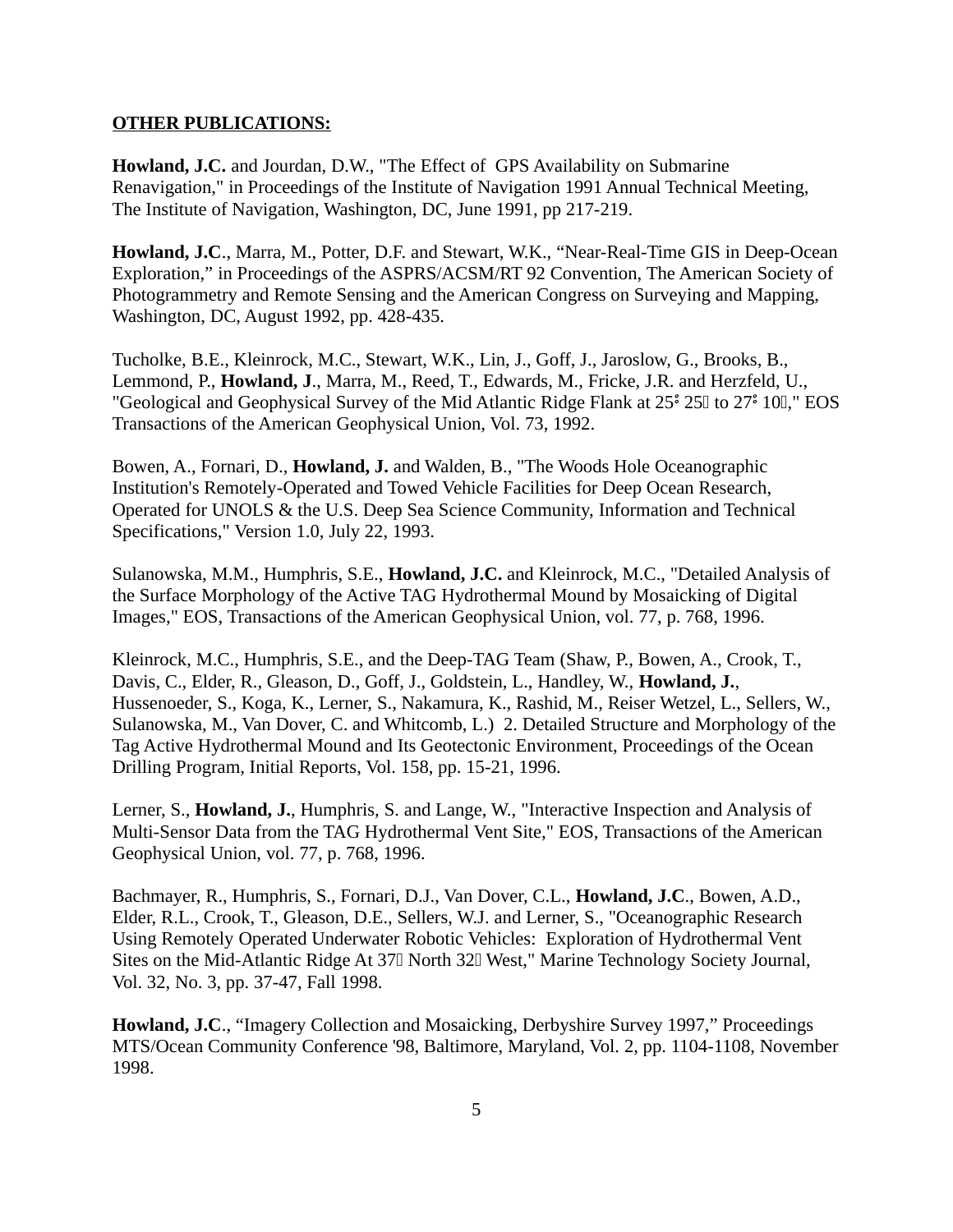**OTHER PUBLICATIONS:**

**Howland, J.C.** and Jourdan, D.W., "The Effect of GPS Availability on Submarine Renavigation," in Proceedings of the Institute of Navigation 1991 Annual Technical Meeting, The Institute of Navigation, Washington, DC, June 1991, pp 217-219.

**Howland, J.C**., Marra, M., Potter, D.F. and Stewart, W.K., "Near-Real-Time GIS in Deep-Ocean Exploration," in Proceedings of the ASPRS/ACSM/RT 92 Convention, The American Society of Photogrammetry and Remote Sensing and the American Congress on Surveying and Mapping, Washington, DC, August 1992, pp. 428-435.

Tucholke, B.E., Kleinrock, M.C., Stewart, W.K., Lin, J., Goff, J., Jaroslow, G., Brooks, B., Lemmond, P., **Howland, J**., Marra, M., Reed, T., Edwards, M., Fricke, J.R. and Herzfeld, U., "Geological and Geophysical Survey of the Mid Atlantic Ridge Flank at 25° 25′ to 27° 10′," EOS Transactions of the American Geophysical Union, Vol. 73, 1992.

Bowen, A., Fornari, D., **Howland, J.** and Walden, B., "The Woods Hole Oceanographic Institution's Remotely-Operated and Towed Vehicle Facilities for Deep Ocean Research, Operated for UNOLS & the U.S. Deep Sea Science Community, Information and Technical Specifications," Version 1.0, July 22, 1993.

Sulanowska, M.M., Humphris, S.E., **Howland, J.C.** and Kleinrock, M.C., "Detailed Analysis of the Surface Morphology of the Active TAG Hydrothermal Mound by Mosaicking of Digital Images," EOS, Transactions of the American Geophysical Union, vol. 77, p. 768, 1996.

Kleinrock, M.C., Humphris, S.E., and the Deep-TAG Team (Shaw, P., Bowen, A., Crook, T., Davis, C., Elder, R., Gleason, D., Goff, J., Goldstein, L., Handley, W., **Howland, J.**, Hussenoeder, S., Koga, K., Lerner, S., Nakamura, K., Rashid, M., Reiser Wetzel, L., Sellers, W., Sulanowska, M., Van Dover, C. and Whitcomb, L.) 2. Detailed Structure and Morphology of the Tag Active Hydrothermal Mound and Its Geotectonic Environment, Proceedings of the Ocean Drilling Program, Initial Reports, Vol. 158, pp. 15-21, 1996.

Lerner, S., **Howland, J.**, Humphris, S. and Lange, W., "Interactive Inspection and Analysis of Multi-Sensor Data from the TAG Hydrothermal Vent Site," EOS, Transactions of the American Geophysical Union, vol. 77, p. 768, 1996.

Bachmayer, R., Humphris, S., Fornari, D.J., Van Dover, C.L., **Howland, J.C**., Bowen, A.D., Elder, R.L., Crook, T., Gleason, D.E., Sellers, W.J. and Lerner, S., "Oceanographic Research Using Remotely Operated Underwater Robotic Vehicles: Exploration of Hydrothermal Vent Sites on the Mid-Atlantic Ridge At 37° North 32° West," Marine Technology Society Journal, Vol. 32, No. 3, pp. 37-47, Fall 1998.

**Howland, J.C**., "Imagery Collection and Mosaicking, Derbyshire Survey 1997," Proceedings MTS/Ocean Community Conference '98, Baltimore, Maryland, Vol. 2, pp. 1104-1108, November 1998.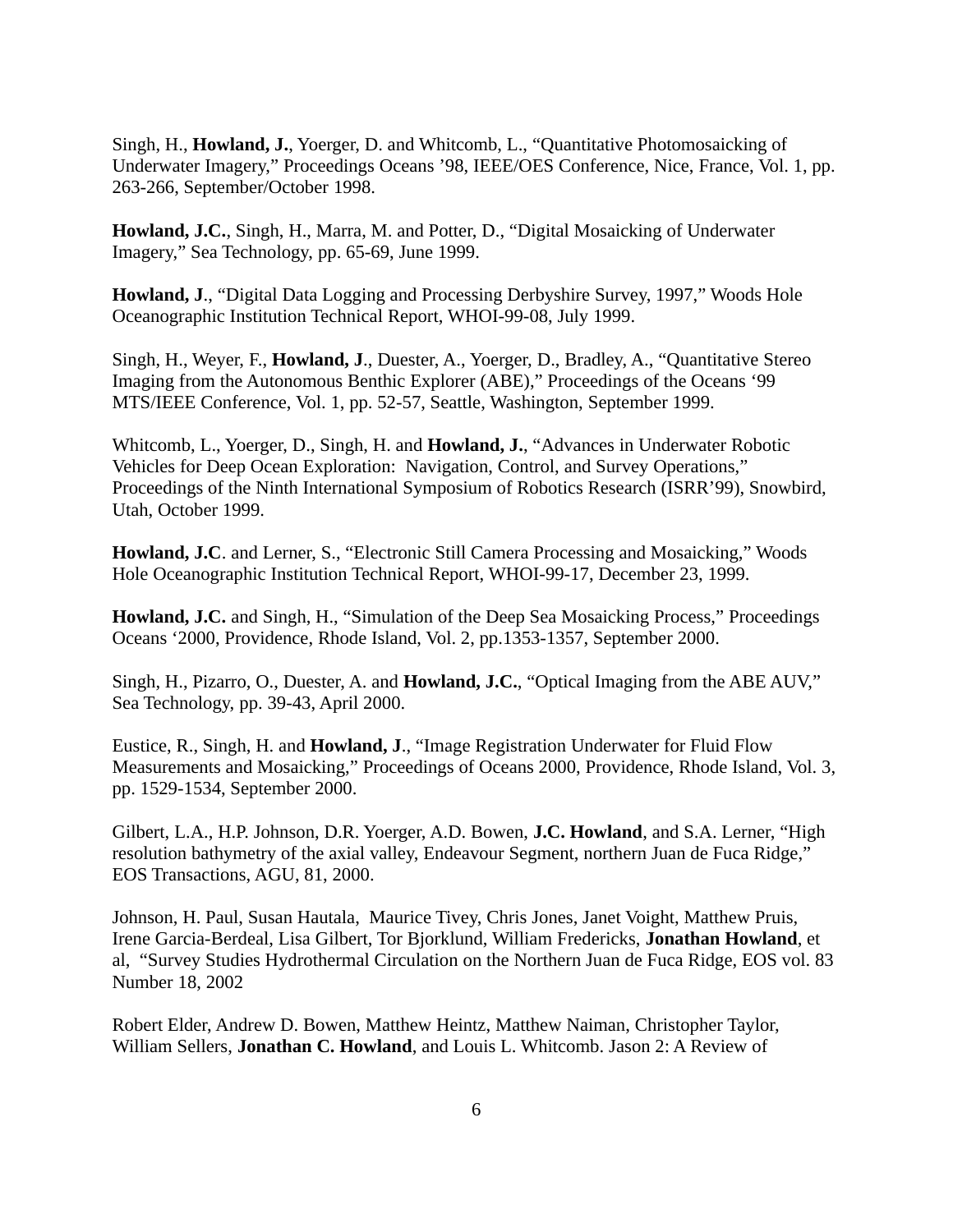Singh, H., **Howland, J.**, Yoerger, D. and Whitcomb, L., "Quantitative Photomosaicking of Underwater Imagery," Proceedings Oceans '98, IEEE/OES Conference, Nice, France, Vol. 1, pp. 263-266, September/October 1998.

**Howland, J.C.**, Singh, H., Marra, M. and Potter, D., "Digital Mosaicking of Underwater Imagery," Sea Technology, pp. 65-69, June 1999.

**Howland, J**., "Digital Data Logging and Processing Derbyshire Survey, 1997," Woods Hole Oceanographic Institution Technical Report, WHOI-99-08, July 1999.

Singh, H., Weyer, F., **Howland, J**., Duester, A., Yoerger, D., Bradley, A., "Quantitative Stereo Imaging from the Autonomous Benthic Explorer (ABE)," Proceedings of the Oceans '99 MTS/IEEE Conference, Vol. 1, pp. 52-57, Seattle, Washington, September 1999.

Whitcomb, L., Yoerger, D., Singh, H. and **Howland, J.**, "Advances in Underwater Robotic Vehicles for Deep Ocean Exploration: Navigation, Control, and Survey Operations," Proceedings of the Ninth International Symposium of Robotics Research (ISRR'99), Snowbird, Utah, October 1999.

**Howland, J.C**. and Lerner, S., "Electronic Still Camera Processing and Mosaicking," Woods Hole Oceanographic Institution Technical Report, WHOI-99-17, December 23, 1999.

**Howland, J.C.** and Singh, H., "Simulation of the Deep Sea Mosaicking Process," Proceedings Oceans '2000, Providence, Rhode Island, Vol. 2, pp.1353-1357, September 2000.

Singh, H., Pizarro, O., Duester, A. and **Howland, J.C.**, "Optical Imaging from the ABE AUV," Sea Technology, pp. 39-43, April 2000.

Eustice, R., Singh, H. and **Howland, J**., "Image Registration Underwater for Fluid Flow Measurements and Mosaicking," Proceedings of Oceans 2000, Providence, Rhode Island, Vol. 3, pp. 1529-1534, September 2000.

Gilbert, L.A., H.P. Johnson, D.R. Yoerger, A.D. Bowen, **J.C. Howland**, and S.A. Lerner, "High resolution bathymetry of the axial valley, Endeavour Segment, northern Juan de Fuca Ridge," EOS Transactions, AGU, 81, 2000.

Johnson, H. Paul, Susan Hautala, Maurice Tivey, Chris Jones, Janet Voight, Matthew Pruis, Irene Garcia-Berdeal, Lisa Gilbert, Tor Bjorklund, William Fredericks, **Jonathan Howland**, et al, "Survey Studies Hydrothermal Circulation on the Northern Juan de Fuca Ridge, EOS vol. 83 Number 18, 2002

Robert Elder, Andrew D. Bowen, Matthew Heintz, Matthew Naiman, Christopher Taylor, William Sellers, **Jonathan C. Howland**, and Louis L. Whitcomb. Jason 2: A Review of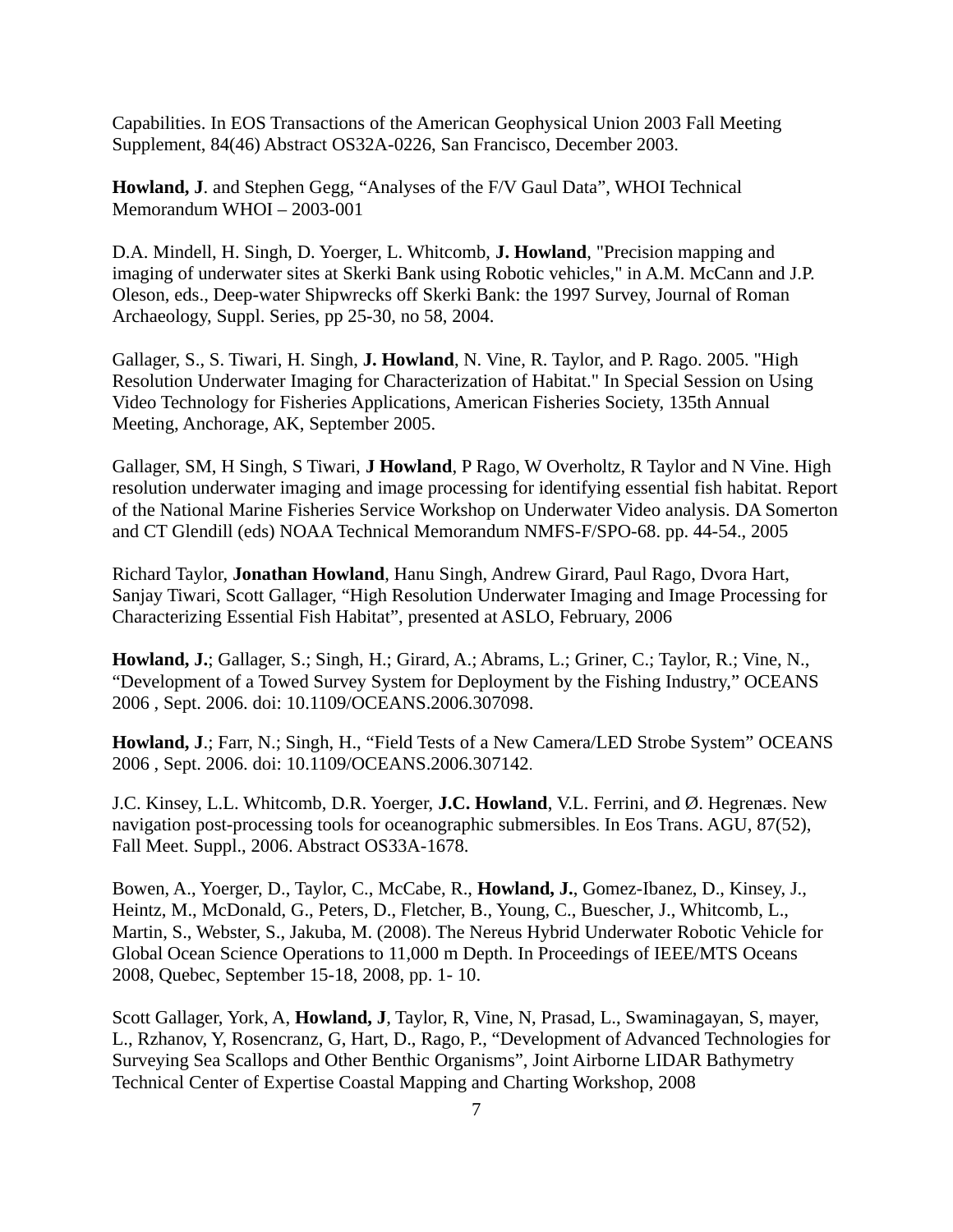Capabilities. In EOS Transactions of the American Geophysical Union 2003 Fall Meeting Supplement, 84(46) Abstract OS32A-0226, San Francisco, December 2003.

**Howland, J**. and Stephen Gegg, "Analyses of the F/V Gaul Data", WHOI Technical Memorandum WHOI – 2003-001

D.A. Mindell, H. Singh, D. Yoerger, L. Whitcomb, **J. Howland**, "Precision mapping and imaging of underwater sites at Skerki Bank using Robotic vehicles," in A.M. McCann and J.P. Oleson, eds., Deep-water Shipwrecks off Skerki Bank: the 1997 Survey, Journal of Roman Archaeology, Suppl. Series, pp 25-30, no 58, 2004.

Gallager, S., S. Tiwari, H. Singh, **J. Howland**, N. Vine, R. Taylor, and P. Rago. 2005. "High Resolution Underwater Imaging for Characterization of Habitat." In Special Session on Using Video Technology for Fisheries Applications, American Fisheries Society, 135th Annual Meeting, Anchorage, AK, September 2005.

Gallager, SM, H Singh, S Tiwari, **J Howland**, P Rago, W Overholtz, R Taylor and N Vine. High resolution underwater imaging and image processing for identifying essential fish habitat. Report of the National Marine Fisheries Service Workshop on Underwater Video analysis. DA Somerton and CT Glendill (eds) NOAA Technical Memorandum NMFS-F/SPO-68. pp. 44-54., 2005

Richard Taylor, **Jonathan Howland**, Hanu Singh, Andrew Girard, Paul Rago, Dvora Hart, Sanjay Tiwari, Scott Gallager, "High Resolution Underwater Imaging and Image Processing for Characterizing Essential Fish Habitat", presented at ASLO, February, 2006

**Howland, J.**; Gallager, S.; Singh, H.; Girard, A.; Abrams, L.; Griner, C.; Taylor, R.; Vine, N., "Development of a Towed Survey System for Deployment by the Fishing Industry," OCEANS 2006 , Sept. 2006. doi: 10.1109/OCEANS.2006.307098.

**Howland, J**.; Farr, N.; Singh, H., "Field Tests of a New Camera/LED Strobe System" OCEANS 2006 , Sept. 2006. doi: 10.1109/OCEANS.2006.307142.

J.C. Kinsey, L.L. Whitcomb, D.R. Yoerger, **J.C. Howland**, V.L. Ferrini, and Ø. Hegrenæs. New navigation post-processing tools for oceanographic submersibles. In Eos Trans. AGU, 87(52), Fall Meet. Suppl., 2006. Abstract OS33A-1678.

Bowen, A., Yoerger, D., Taylor, C., McCabe, R., **Howland, J.**, Gomez-Ibanez, D., Kinsey, J., Heintz, M., McDonald, G., Peters, D., Fletcher, B., Young, C., Buescher, J., Whitcomb, L., Martin, S., Webster, S., Jakuba, M. (2008). The Nereus Hybrid Underwater Robotic Vehicle for Global Ocean Science Operations to 11,000 m Depth. In Proceedings of IEEE/MTS Oceans 2008, Quebec, September 15-18, 2008, pp. 1- 10.

Scott Gallager, York, A, **Howland, J**, Taylor, R, Vine, N, Prasad, L., Swaminagayan, S, mayer, L., Rzhanov, Y, Rosencranz, G, Hart, D., Rago, P., "Development of Advanced Technologies for Surveying Sea Scallops and Other Benthic Organisms", Joint Airborne LIDAR Bathymetry Technical Center of Expertise Coastal Mapping and Charting Workshop, 2008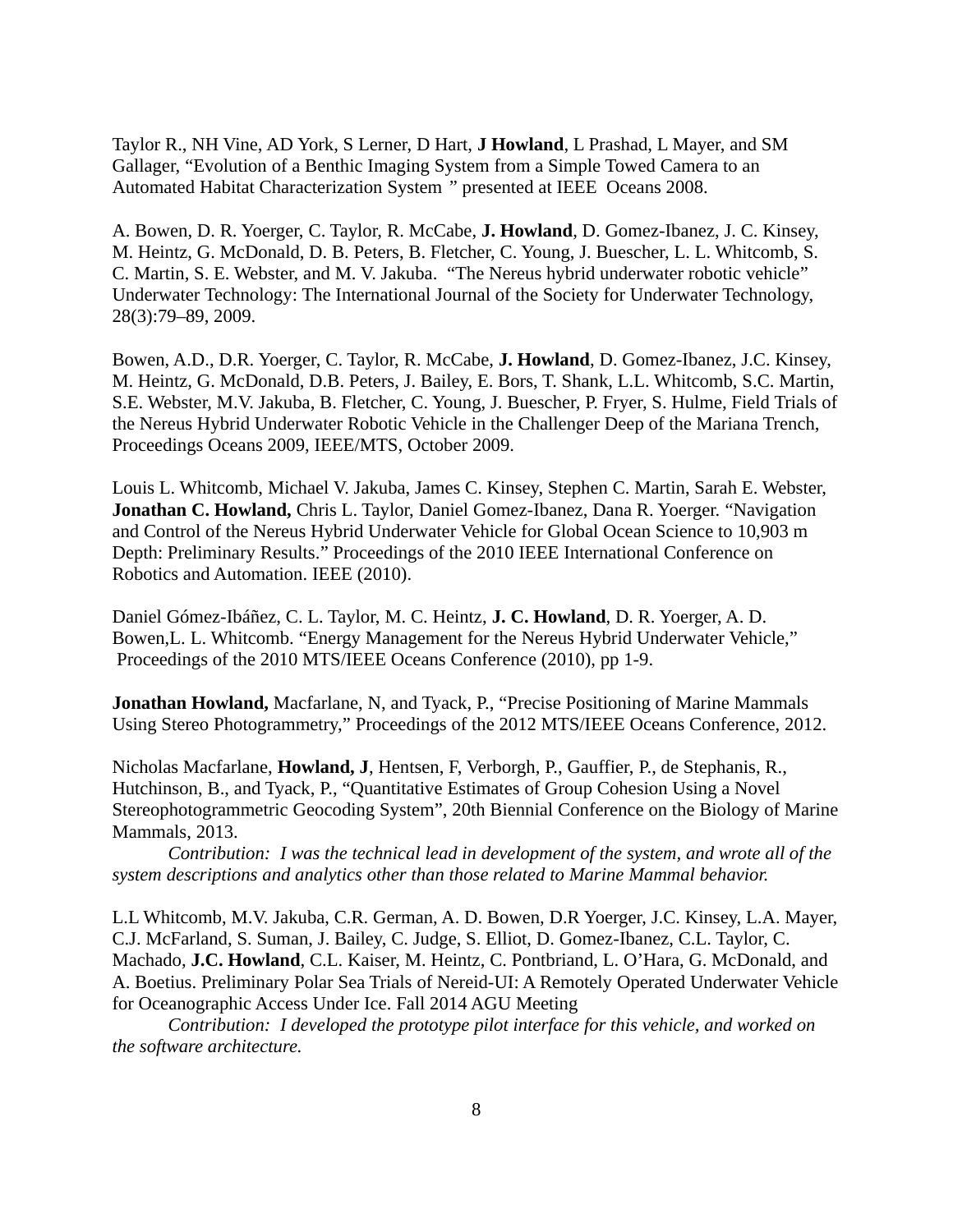Taylor R., NH Vine, AD York, S Lerner, D Hart, **J Howland**, L Prashad, L Mayer, and SM Gallager, "Evolution of a Benthic Imaging System from a Simple Towed Camera to an Automated Habitat Characterization System " presented at IEEE Oceans 2008.

A. Bowen, D. R. Yoerger, C. Taylor, R. McCabe, **J. Howland**, D. Gomez-Ibanez, J. C. Kinsey, M. Heintz, G. McDonald, D. B. Peters, B. Fletcher, C. Young, J. Buescher, L. L. Whitcomb, S. C. Martin, S. E. Webster, and M. V. Jakuba. "The Nereus hybrid underwater robotic vehicle" Underwater Technology: The International Journal of the Society for Underwater Technology, 28(3):79–89, 2009.

Bowen, A.D., D.R. Yoerger, C. Taylor, R. McCabe, **J. Howland**, D. Gomez-Ibanez, J.C. Kinsey, M. Heintz, G. McDonald, D.B. Peters, J. Bailey, E. Bors, T. Shank, L.L. Whitcomb, S.C. Martin, S.E. Webster, M.V. Jakuba, B. Fletcher, C. Young, J. Buescher, P. Fryer, S. Hulme, Field Trials of the Nereus Hybrid Underwater Robotic Vehicle in the Challenger Deep of the Mariana Trench, Proceedings Oceans 2009, IEEE/MTS, October 2009.

Louis L. Whitcomb, Michael V. Jakuba, James C. Kinsey, Stephen C. Martin, Sarah E. Webster, **Jonathan C. Howland,** Chris L. Taylor, Daniel Gomez-Ibanez, Dana R. Yoerger. "Navigation and Control of the Nereus Hybrid Underwater Vehicle for Global Ocean Science to 10,903 m Depth: Preliminary Results." Proceedings of the 2010 IEEE International Conference on Robotics and Automation. IEEE (2010).

Daniel Gómez-Ibáñez, C. L. Taylor, M. C. Heintz, **J. C. Howland**, D. R. Yoerger, A. D. Bowen,L. L. Whitcomb. "Energy Management for the Nereus Hybrid Underwater Vehicle," Proceedings of the 2010 MTS/IEEE Oceans Conference (2010), pp 1-9.

**Jonathan Howland,** Macfarlane, N, and Tyack, P., "Precise Positioning of Marine Mammals Using Stereo Photogrammetry," Proceedings of the 2012 MTS/IEEE Oceans Conference, 2012.

Nicholas Macfarlane, **Howland, J**, Hentsen, F, Verborgh, P., Gauffier, P., de Stephanis, R., Hutchinson, B., and Tyack, P., "Quantitative Estimates of Group Cohesion Using a Novel Stereophotogrammetric Geocoding System", 20th Biennial Conference on the Biology of Marine Mammals, 2013.

*Contribution: I was the technical lead in development of the system, and wrote all of the system descriptions and analytics other than those related to Marine Mammal behavior.*

L.L Whitcomb, M.V. Jakuba, C.R. German, A. D. Bowen, D.R Yoerger, J.C. Kinsey, L.A. Mayer, C.J. McFarland, S. Suman, J. Bailey, C. Judge, S. Elliot, D. Gomez-Ibanez, C.L. Taylor, C. Machado, **J.C. Howland**, C.L. Kaiser, M. Heintz, C. Pontbriand, L. O'Hara, G. McDonald, and A. Boetius. Preliminary Polar Sea Trials of Nereid-UI: A Remotely Operated Underwater Vehicle for Oceanographic Access Under Ice. Fall 2014 AGU Meeting

*Contribution: I developed the prototype pilot interface for this vehicle, and worked on the software architecture.*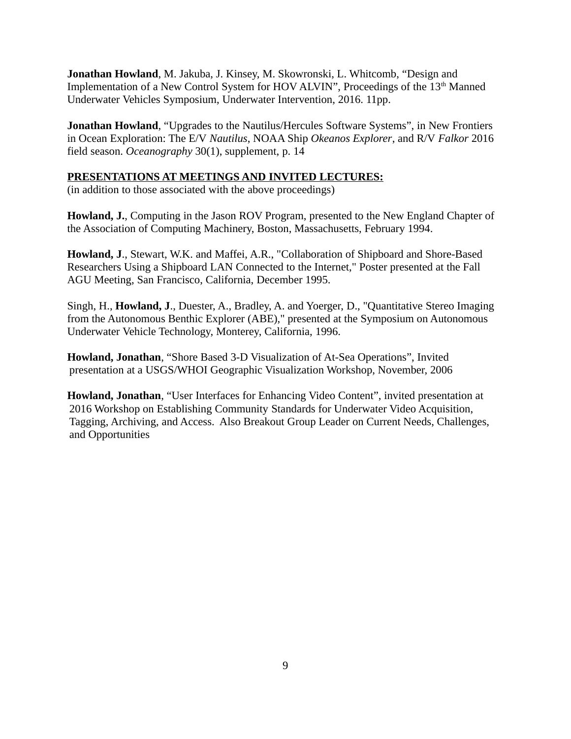**Jonathan Howland**, M. Jakuba, J. Kinsey, M. Skowronski, L. Whitcomb, "Design and Implementation of a New Control System for HOV ALVIN", Proceedings of the 13th Manned Underwater Vehicles Symposium, Underwater Intervention, 2016. 11pp.

**Jonathan Howland**, "Upgrades to the Nautilus/Hercules Software Systems", in New Frontiers in Ocean Exploration: The E/V *Nautilus*, NOAA Ship *Okeanos Explorer*, and R/V *Falkor* 2016 field season. *Oceanography* 30(1), supplement, p. 14

**PRESENTATIONS AT MEETINGS AND INVITED LECTURES:**
(in addition to those associated with the above proceedings)

**Howland, J.**, Computing in the Jason ROV Program, presented to the New England Chapter of the Association of Computing Machinery, Boston, Massachusetts, February 1994.

**Howland, J**., Stewart, W.K. and Maffei, A.R., "Collaboration of Shipboard and Shore-Based Researchers Using a Shipboard LAN Connected to the Internet," Poster presented at the Fall AGU Meeting, San Francisco, California, December 1995.

Singh, H., **Howland, J**., Duester, A., Bradley, A. and Yoerger, D., "Quantitative Stereo Imaging from the Autonomous Benthic Explorer (ABE)," presented at the Symposium on Autonomous Underwater Vehicle Technology, Monterey, California, 1996.

**Howland, Jonathan**, "Shore Based 3-D Visualization of At-Sea Operations", Invited presentation at a USGS/WHOI Geographic Visualization Workshop, November, 2006

**Howland, Jonathan**, "User Interfaces for Enhancing Video Content", invited presentation at 2016 Workshop on Establishing Community Standards for Underwater Video Acquisition, Tagging, Archiving, and Access. Also Breakout Group Leader on Current Needs, Challenges, and Opportunities